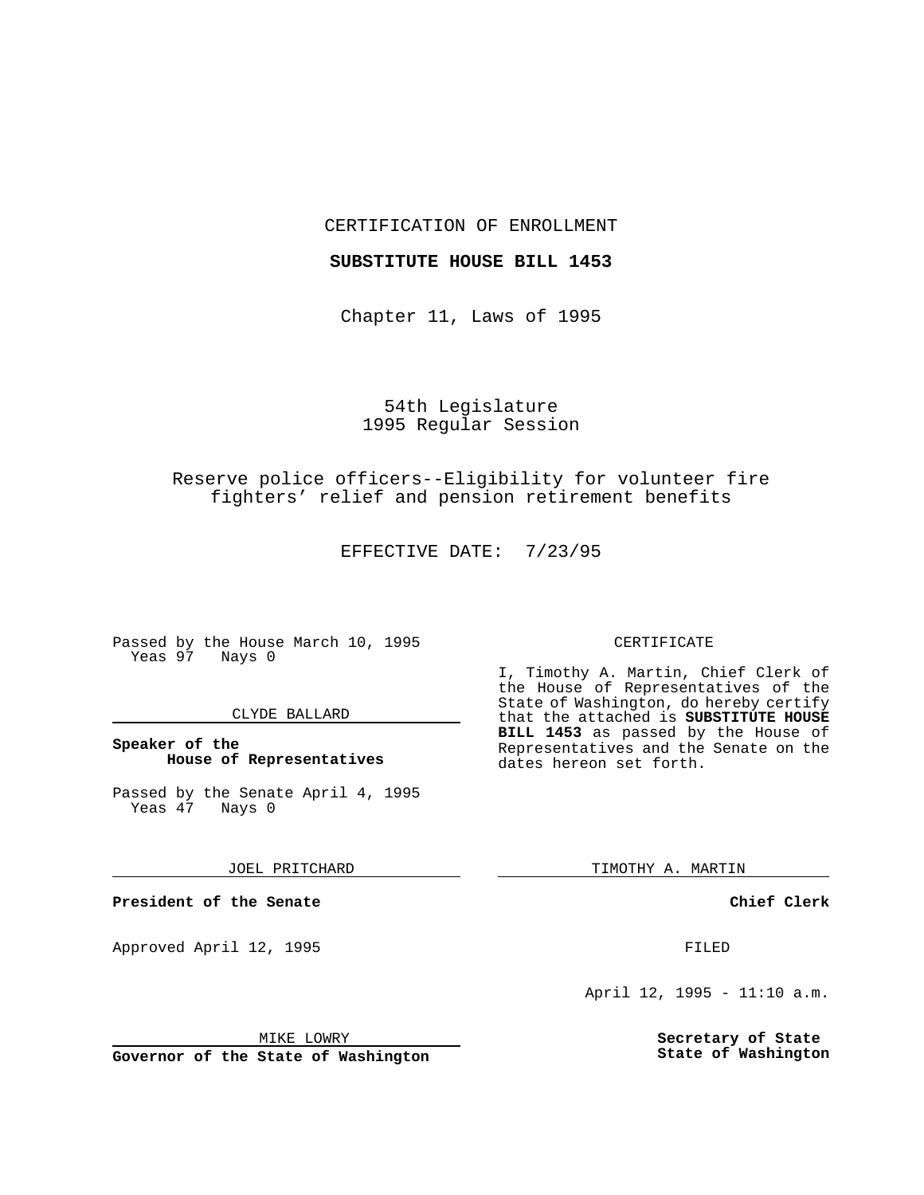CERTIFICATION OF ENROLLMENT

**SUBSTITUTE HOUSE BILL 1453**

Chapter 11, Laws of 1995

54th Legislature
1995 Regular Session

Reserve police officers--Eligibility for volunteer fire fighters' relief and pension retirement benefits

EFFECTIVE DATE: 7/23/95

Passed by the House March 10, 1995
Yeas 97 Nays 0

CLYDE BALLARD

**Speaker of the House of Representatives**

Passed by the Senate April 4, 1995
Yeas 47 Nays 0

JOEL PRITCHARD

**President of the Senate**

Approved April 12, 1995

MIKE LOWRY

**Governor of the State of Washington**

CERTIFICATE

I, Timothy A. Martin, Chief Clerk of the House of Representatives of the State of Washington, do hereby certify that the attached is **SUBSTITUTE HOUSE BILL 1453** as passed by the House of Representatives and the Senate on the dates hereon set forth.

TIMOTHY A. MARTIN

**Chief Clerk**

FILED

April 12, 1995 - 11:10 a.m.

**Secretary of State**
**State of Washington**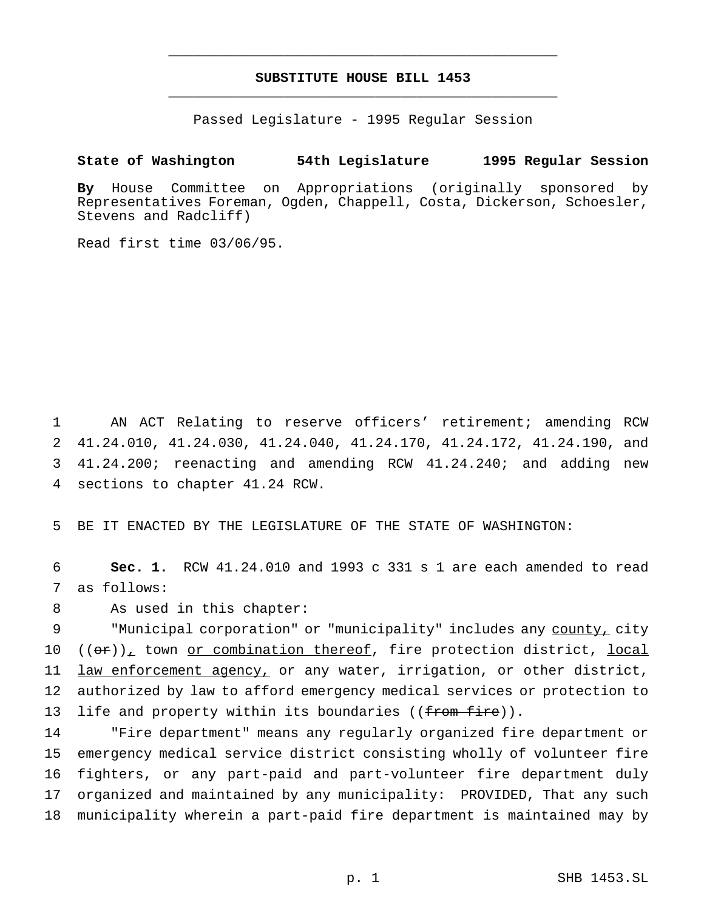**SUBSTITUTE HOUSE BILL 1453**

Passed Legislature - 1995 Regular Session

**State of Washington 54th Legislature 1995 Regular Session**

**By** House Committee on Appropriations (originally sponsored by Representatives Foreman, Ogden, Chappell, Costa, Dickerson, Schoesler, Stevens and Radcliff)

Read first time 03/06/95.

1 AN ACT Relating to reserve officers' retirement; amending RCW 2 41.24.010, 41.24.030, 41.24.040, 41.24.170, 41.24.172, 41.24.190, and 3 41.24.200; reenacting and amending RCW 41.24.240; and adding new 4 sections to chapter 41.24 RCW.

5 BE IT ENACTED BY THE LEGISLATURE OF THE STATE OF WASHINGTON:

6 **Sec. 1.** RCW 41.24.010 and 1993 c 331 s 1 are each amended to read 7 as follows:

8 As used in this chapter:

9 "Municipal corporation" or "municipality" includes any <u>county,</u> city 10 ((~~or~~))<u>,</u> town <u>or combination thereof</u>, fire protection district, <u>local</u> 11 <u>law enforcement agency,</u> or any water, irrigation, or other district, 12 authorized by law to afford emergency medical services or protection to 13 life and property within its boundaries ((~~from fire~~)).

14 "Fire department" means any regularly organized fire department or 15 emergency medical service district consisting wholly of volunteer fire 16 fighters, or any part-paid and part-volunteer fire department duly 17 organized and maintained by any municipality: PROVIDED, That any such 18 municipality wherein a part-paid fire department is maintained may by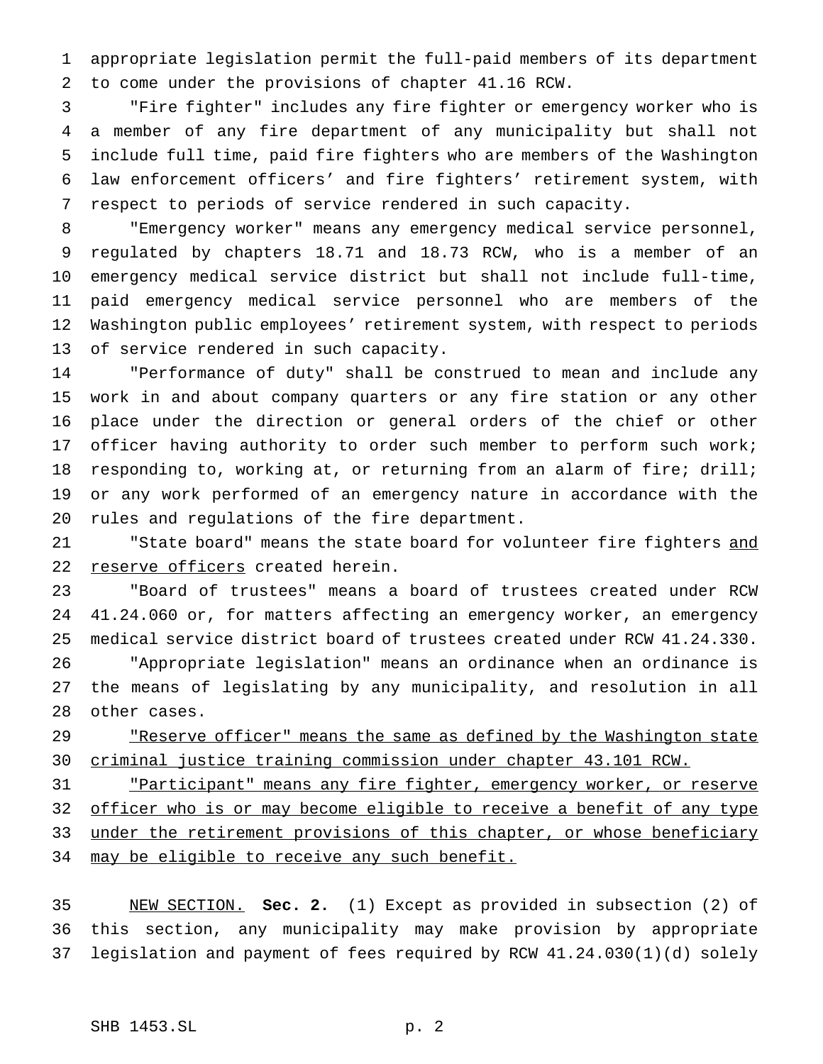appropriate legislation permit the full-paid members of its department to come under the provisions of chapter 41.16 RCW.

"Fire fighter" includes any fire fighter or emergency worker who is a member of any fire department of any municipality but shall not include full time, paid fire fighters who are members of the Washington law enforcement officers' and fire fighters' retirement system, with respect to periods of service rendered in such capacity.

"Emergency worker" means any emergency medical service personnel, regulated by chapters 18.71 and 18.73 RCW, who is a member of an emergency medical service district but shall not include full-time, paid emergency medical service personnel who are members of the Washington public employees' retirement system, with respect to periods of service rendered in such capacity.

"Performance of duty" shall be construed to mean and include any work in and about company quarters or any fire station or any other place under the direction or general orders of the chief or other officer having authority to order such member to perform such work; responding to, working at, or returning from an alarm of fire; drill; or any work performed of an emergency nature in accordance with the rules and regulations of the fire department.

"State board" means the state board for volunteer fire fighters <u>and reserve officers</u> created herein.

"Board of trustees" means a board of trustees created under RCW 41.24.060 or, for matters affecting an emergency worker, an emergency medical service district board of trustees created under RCW 41.24.330.

"Appropriate legislation" means an ordinance when an ordinance is the means of legislating by any municipality, and resolution in all other cases.

<u>"Reserve officer" means the same as defined by the Washington state criminal justice training commission under chapter 43.101 RCW.</u>

<u>"Participant" means any fire fighter, emergency worker, or reserve officer who is or may become eligible to receive a benefit of any type under the retirement provisions of this chapter, or whose beneficiary may be eligible to receive any such benefit.</u>

<u>NEW SECTION.</u> **Sec. 2.** (1) Except as provided in subsection (2) of this section, any municipality may make provision by appropriate legislation and payment of fees required by RCW 41.24.030(1)(d) solely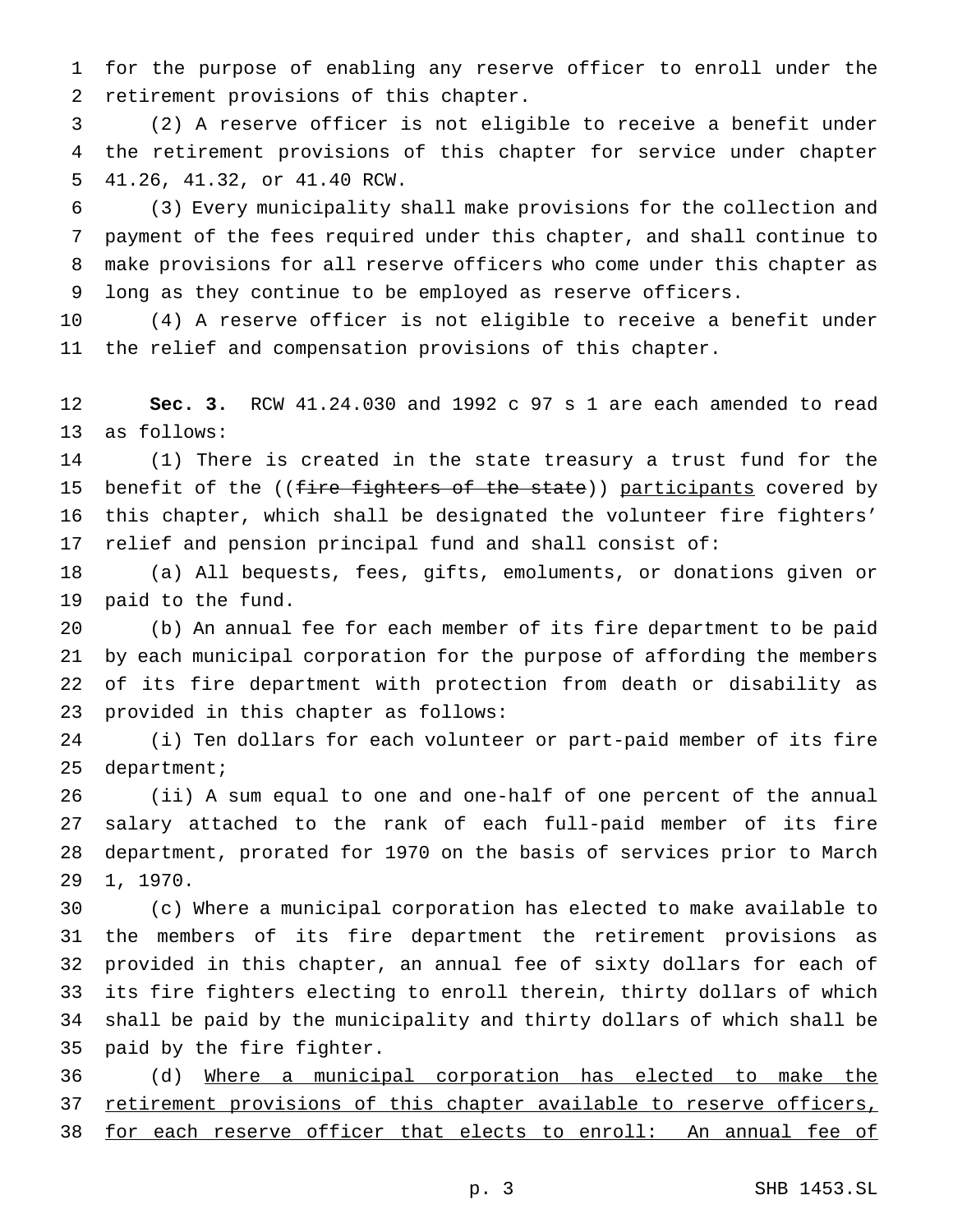for the purpose of enabling any reserve officer to enroll under the retirement provisions of this chapter.

(2) A reserve officer is not eligible to receive a benefit under the retirement provisions of this chapter for service under chapter 41.26, 41.32, or 41.40 RCW.

(3) Every municipality shall make provisions for the collection and payment of the fees required under this chapter, and shall continue to make provisions for all reserve officers who come under this chapter as long as they continue to be employed as reserve officers.

(4) A reserve officer is not eligible to receive a benefit under the relief and compensation provisions of this chapter.

**Sec. 3.** RCW 41.24.030 and 1992 c 97 s 1 are each amended to read as follows:

(1) There is created in the state treasury a trust fund for the benefit of the ((~~fire fighters of the state~~)) <u>participants</u> covered by this chapter, which shall be designated the volunteer fire fighters' relief and pension principal fund and shall consist of:

(a) All bequests, fees, gifts, emoluments, or donations given or paid to the fund.

(b) An annual fee for each member of its fire department to be paid by each municipal corporation for the purpose of affording the members of its fire department with protection from death or disability as provided in this chapter as follows:

(i) Ten dollars for each volunteer or part-paid member of its fire department;

(ii) A sum equal to one and one-half of one percent of the annual salary attached to the rank of each full-paid member of its fire department, prorated for 1970 on the basis of services prior to March 1, 1970.

(c) Where a municipal corporation has elected to make available to the members of its fire department the retirement provisions as provided in this chapter, an annual fee of sixty dollars for each of its fire fighters electing to enroll therein, thirty dollars of which shall be paid by the municipality and thirty dollars of which shall be paid by the fire fighter.

(d) <u>Where a municipal corporation has elected to make the retirement provisions of this chapter available to reserve officers, for each reserve officer that elects to enroll: An annual fee of</u>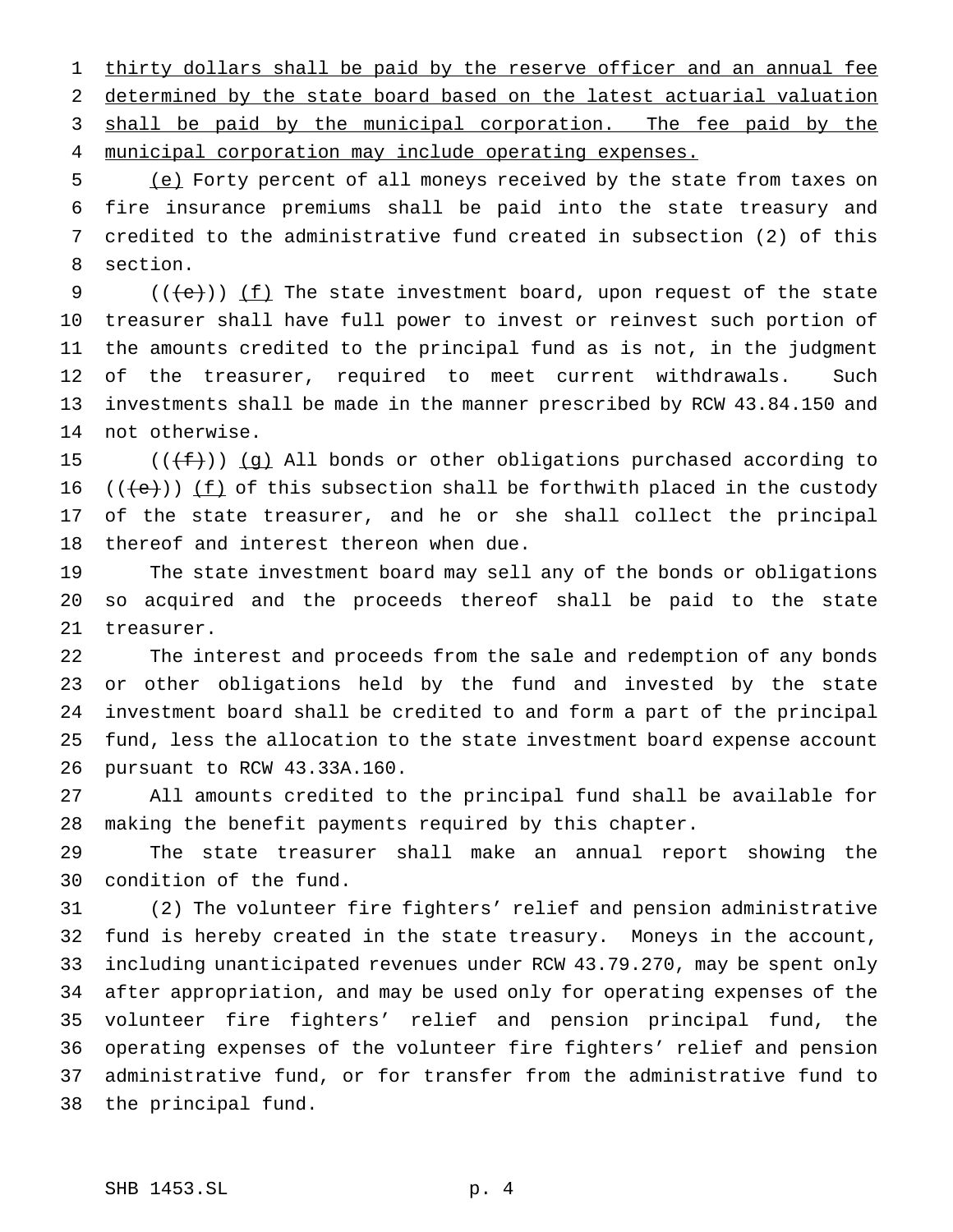thirty dollars shall be paid by the reserve officer and an annual fee determined by the state board based on the latest actuarial valuation shall be paid by the municipal corporation. The fee paid by the municipal corporation may include operating expenses.

(e) Forty percent of all moneys received by the state from taxes on fire insurance premiums shall be paid into the state treasury and credited to the administrative fund created in subsection (2) of this section.

(((e))) (f) The state investment board, upon request of the state treasurer shall have full power to invest or reinvest such portion of the amounts credited to the principal fund as is not, in the judgment of the treasurer, required to meet current withdrawals. Such investments shall be made in the manner prescribed by RCW 43.84.150 and not otherwise.

(((f))) (g) All bonds or other obligations purchased according to (((e))) (f) of this subsection shall be forthwith placed in the custody of the state treasurer, and he or she shall collect the principal thereof and interest thereon when due.

The state investment board may sell any of the bonds or obligations so acquired and the proceeds thereof shall be paid to the state treasurer.

The interest and proceeds from the sale and redemption of any bonds or other obligations held by the fund and invested by the state investment board shall be credited to and form a part of the principal fund, less the allocation to the state investment board expense account pursuant to RCW 43.33A.160.

All amounts credited to the principal fund shall be available for making the benefit payments required by this chapter.

The state treasurer shall make an annual report showing the condition of the fund.

(2) The volunteer fire fighters' relief and pension administrative fund is hereby created in the state treasury. Moneys in the account, including unanticipated revenues under RCW 43.79.270, may be spent only after appropriation, and may be used only for operating expenses of the volunteer fire fighters' relief and pension principal fund, the operating expenses of the volunteer fire fighters' relief and pension administrative fund, or for transfer from the administrative fund to the principal fund.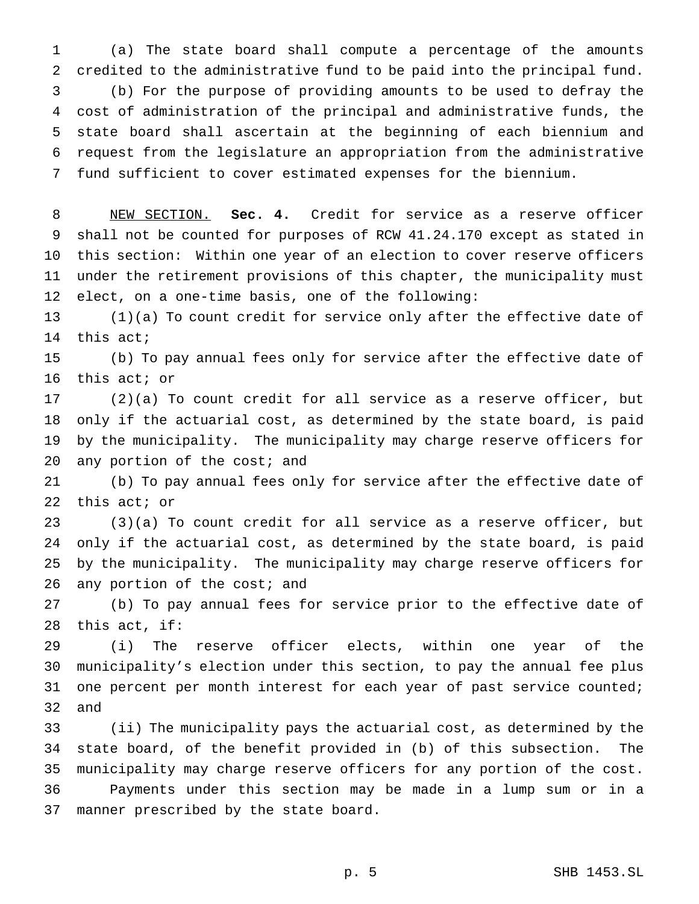(a) The state board shall compute a percentage of the amounts credited to the administrative fund to be paid into the principal fund.

(b) For the purpose of providing amounts to be used to defray the cost of administration of the principal and administrative funds, the state board shall ascertain at the beginning of each biennium and request from the legislature an appropriation from the administrative fund sufficient to cover estimated expenses for the biennium.

NEW SECTION. **Sec. 4.** Credit for service as a reserve officer shall not be counted for purposes of RCW 41.24.170 except as stated in this section: Within one year of an election to cover reserve officers under the retirement provisions of this chapter, the municipality must elect, on a one-time basis, one of the following:

(1)(a) To count credit for service only after the effective date of this act;

(b) To pay annual fees only for service after the effective date of this act; or

(2)(a) To count credit for all service as a reserve officer, but only if the actuarial cost, as determined by the state board, is paid by the municipality. The municipality may charge reserve officers for any portion of the cost; and

(b) To pay annual fees only for service after the effective date of this act; or

(3)(a) To count credit for all service as a reserve officer, but only if the actuarial cost, as determined by the state board, is paid by the municipality. The municipality may charge reserve officers for any portion of the cost; and

(b) To pay annual fees for service prior to the effective date of this act, if:

(i) The reserve officer elects, within one year of the municipality's election under this section, to pay the annual fee plus one percent per month interest for each year of past service counted; and

(ii) The municipality pays the actuarial cost, as determined by the state board, of the benefit provided in (b) of this subsection. The municipality may charge reserve officers for any portion of the cost.

Payments under this section may be made in a lump sum or in a manner prescribed by the state board.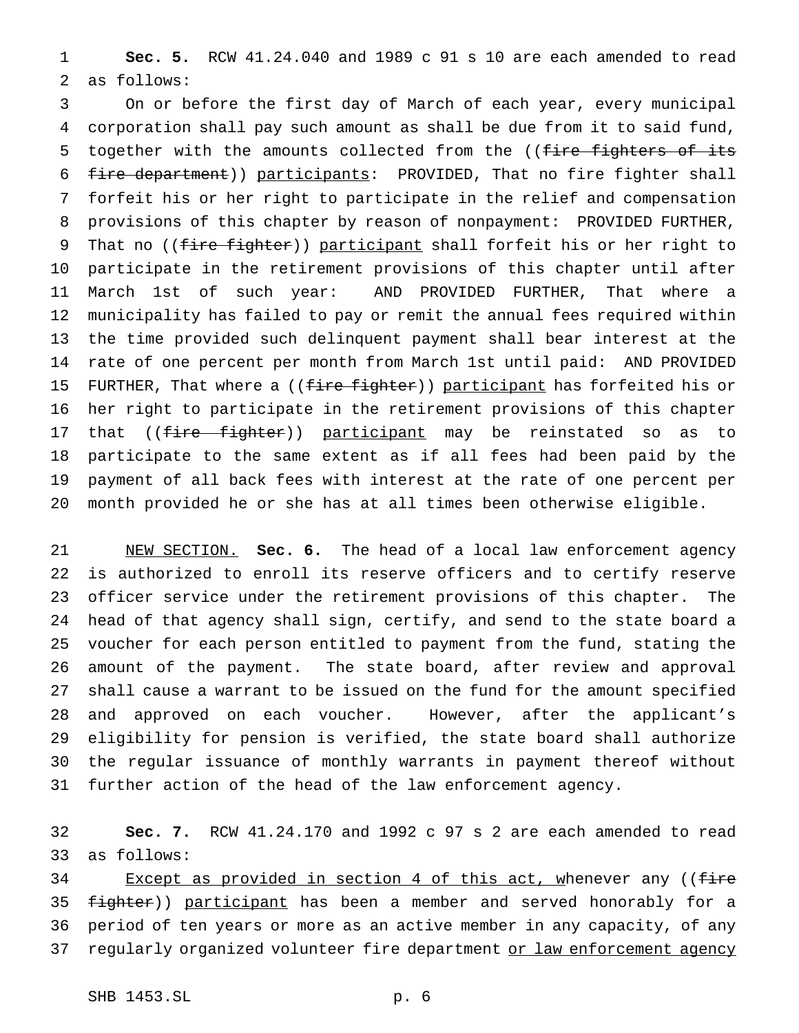**Sec. 5.** RCW 41.24.040 and 1989 c 91 s 10 are each amended to read as follows:

On or before the first day of March of each year, every municipal corporation shall pay such amount as shall be due from it to said fund, together with the amounts collected from the ((~~fire fighters of its fire department~~)) participants: PROVIDED, That no fire fighter shall forfeit his or her right to participate in the relief and compensation provisions of this chapter by reason of nonpayment: PROVIDED FURTHER, That no ((~~fire fighter~~)) participant shall forfeit his or her right to participate in the retirement provisions of this chapter until after March 1st of such year: AND PROVIDED FURTHER, That where a municipality has failed to pay or remit the annual fees required within the time provided such delinquent payment shall bear interest at the rate of one percent per month from March 1st until paid: AND PROVIDED FURTHER, That where a ((~~fire fighter~~)) participant has forfeited his or her right to participate in the retirement provisions of this chapter that ((~~fire fighter~~)) participant may be reinstated so as to participate to the same extent as if all fees had been paid by the payment of all back fees with interest at the rate of one percent per month provided he or she has at all times been otherwise eligible.

NEW SECTION. **Sec. 6.** The head of a local law enforcement agency is authorized to enroll its reserve officers and to certify reserve officer service under the retirement provisions of this chapter. The head of that agency shall sign, certify, and send to the state board a voucher for each person entitled to payment from the fund, stating the amount of the payment. The state board, after review and approval shall cause a warrant to be issued on the fund for the amount specified and approved on each voucher. However, after the applicant's eligibility for pension is verified, the state board shall authorize the regular issuance of monthly warrants in payment thereof without further action of the head of the law enforcement agency.

**Sec. 7.** RCW 41.24.170 and 1992 c 97 s 2 are each amended to read as follows:

Except as provided in section 4 of this act, whenever any ((~~fire fighter~~)) participant has been a member and served honorably for a period of ten years or more as an active member in any capacity, of any regularly organized volunteer fire department or law enforcement agency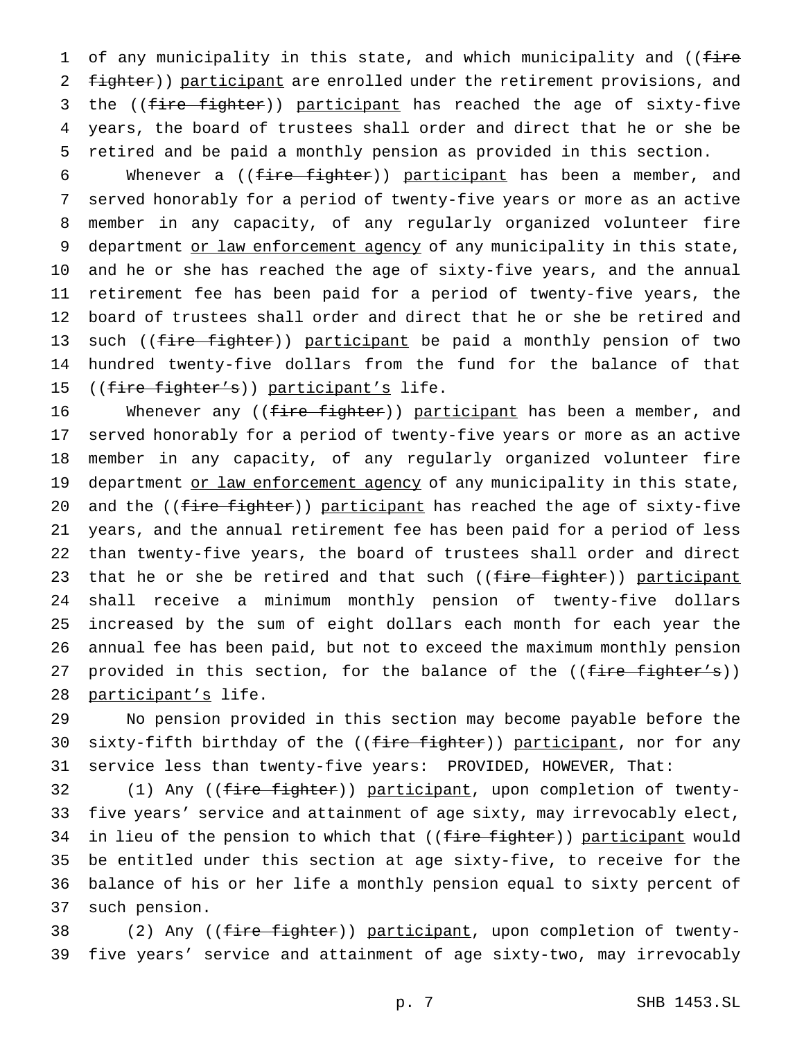of any municipality in this state, and which municipality and ((~~fire fighter~~)) participant are enrolled under the retirement provisions, and the ((~~fire fighter~~)) participant has reached the age of sixty-five years, the board of trustees shall order and direct that he or she be retired and be paid a monthly pension as provided in this section.

Whenever a ((~~fire fighter~~)) participant has been a member, and served honorably for a period of twenty-five years or more as an active member in any capacity, of any regularly organized volunteer fire department or law enforcement agency of any municipality in this state, and he or she has reached the age of sixty-five years, and the annual retirement fee has been paid for a period of twenty-five years, the board of trustees shall order and direct that he or she be retired and such ((~~fire fighter~~)) participant be paid a monthly pension of two hundred twenty-five dollars from the fund for the balance of that ((~~fire fighter's~~)) participant's life.

Whenever any ((~~fire fighter~~)) participant has been a member, and served honorably for a period of twenty-five years or more as an active member in any capacity, of any regularly organized volunteer fire department or law enforcement agency of any municipality in this state, and the ((~~fire fighter~~)) participant has reached the age of sixty-five years, and the annual retirement fee has been paid for a period of less than twenty-five years, the board of trustees shall order and direct that he or she be retired and that such ((~~fire fighter~~)) participant shall receive a minimum monthly pension of twenty-five dollars increased by the sum of eight dollars each month for each year the annual fee has been paid, but not to exceed the maximum monthly pension provided in this section, for the balance of the ((~~fire fighter's~~)) participant's life.

No pension provided in this section may become payable before the sixty-fifth birthday of the ((~~fire fighter~~)) participant, nor for any service less than twenty-five years: PROVIDED, HOWEVER, That:

(1) Any ((~~fire fighter~~)) participant, upon completion of twenty-five years' service and attainment of age sixty, may irrevocably elect, in lieu of the pension to which that ((~~fire fighter~~)) participant would be entitled under this section at age sixty-five, to receive for the balance of his or her life a monthly pension equal to sixty percent of such pension.

(2) Any ((~~fire fighter~~)) participant, upon completion of twenty-five years' service and attainment of age sixty-two, may irrevocably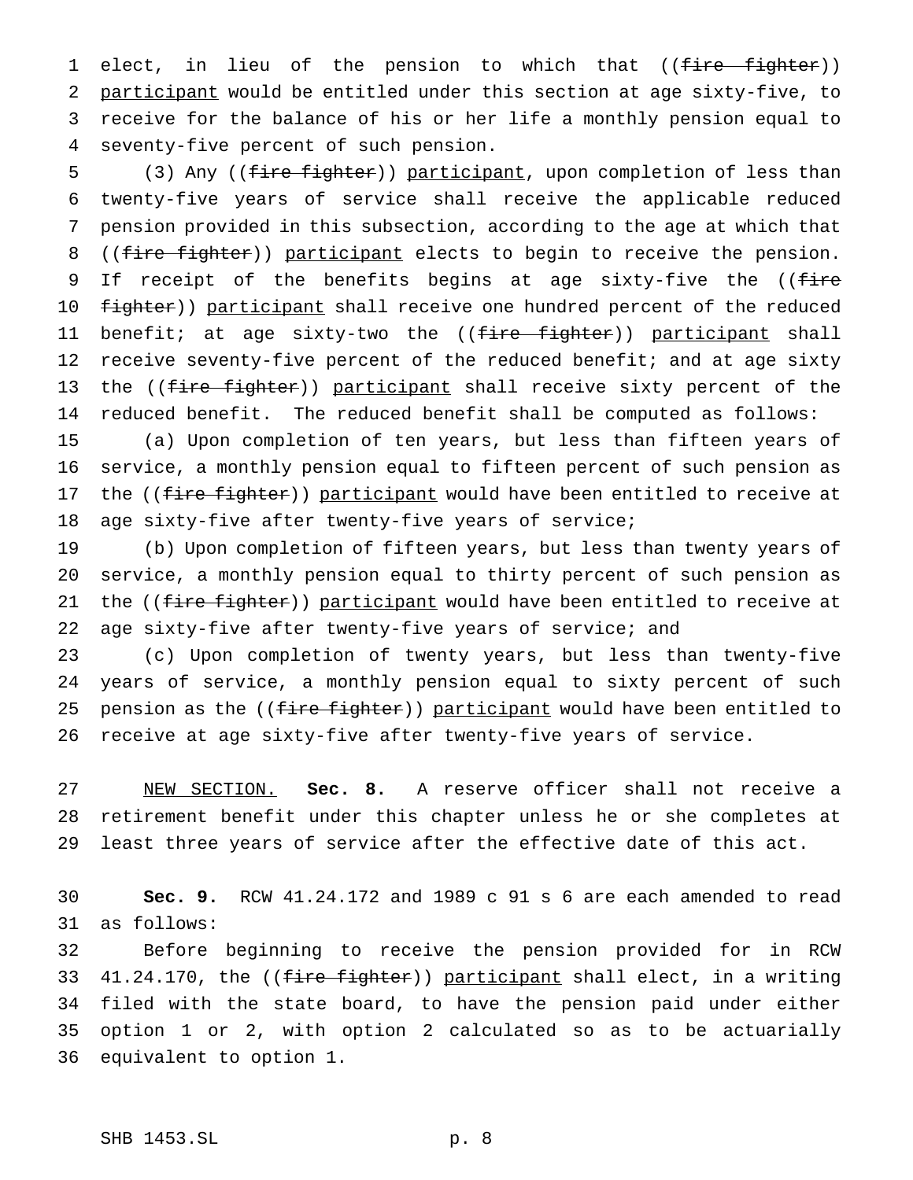elect, in lieu of the pension to which that ((~~fire fighter~~)) <u>participant</u> would be entitled under this section at age sixty-five, to receive for the balance of his or her life a monthly pension equal to seventy-five percent of such pension.

(3) Any ((~~fire fighter~~)) <u>participant</u>, upon completion of less than twenty-five years of service shall receive the applicable reduced pension provided in this subsection, according to the age at which that ((~~fire fighter~~)) <u>participant</u> elects to begin to receive the pension. If receipt of the benefits begins at age sixty-five the ((~~fire fighter~~)) <u>participant</u> shall receive one hundred percent of the reduced benefit; at age sixty-two the ((~~fire fighter~~)) <u>participant</u> shall receive seventy-five percent of the reduced benefit; and at age sixty the ((~~fire fighter~~)) <u>participant</u> shall receive sixty percent of the reduced benefit. The reduced benefit shall be computed as follows:

(a) Upon completion of ten years, but less than fifteen years of service, a monthly pension equal to fifteen percent of such pension as the ((~~fire fighter~~)) <u>participant</u> would have been entitled to receive at age sixty-five after twenty-five years of service;

(b) Upon completion of fifteen years, but less than twenty years of service, a monthly pension equal to thirty percent of such pension as the ((~~fire fighter~~)) <u>participant</u> would have been entitled to receive at age sixty-five after twenty-five years of service; and

(c) Upon completion of twenty years, but less than twenty-five years of service, a monthly pension equal to sixty percent of such pension as the ((~~fire fighter~~)) <u>participant</u> would have been entitled to receive at age sixty-five after twenty-five years of service.

<u>NEW SECTION.</u> **Sec. 8.** A reserve officer shall not receive a retirement benefit under this chapter unless he or she completes at least three years of service after the effective date of this act.

**Sec. 9.** RCW 41.24.172 and 1989 c 91 s 6 are each amended to read as follows:

Before beginning to receive the pension provided for in RCW 41.24.170, the ((~~fire fighter~~)) <u>participant</u> shall elect, in a writing filed with the state board, to have the pension paid under either option 1 or 2, with option 2 calculated so as to be actuarially equivalent to option 1.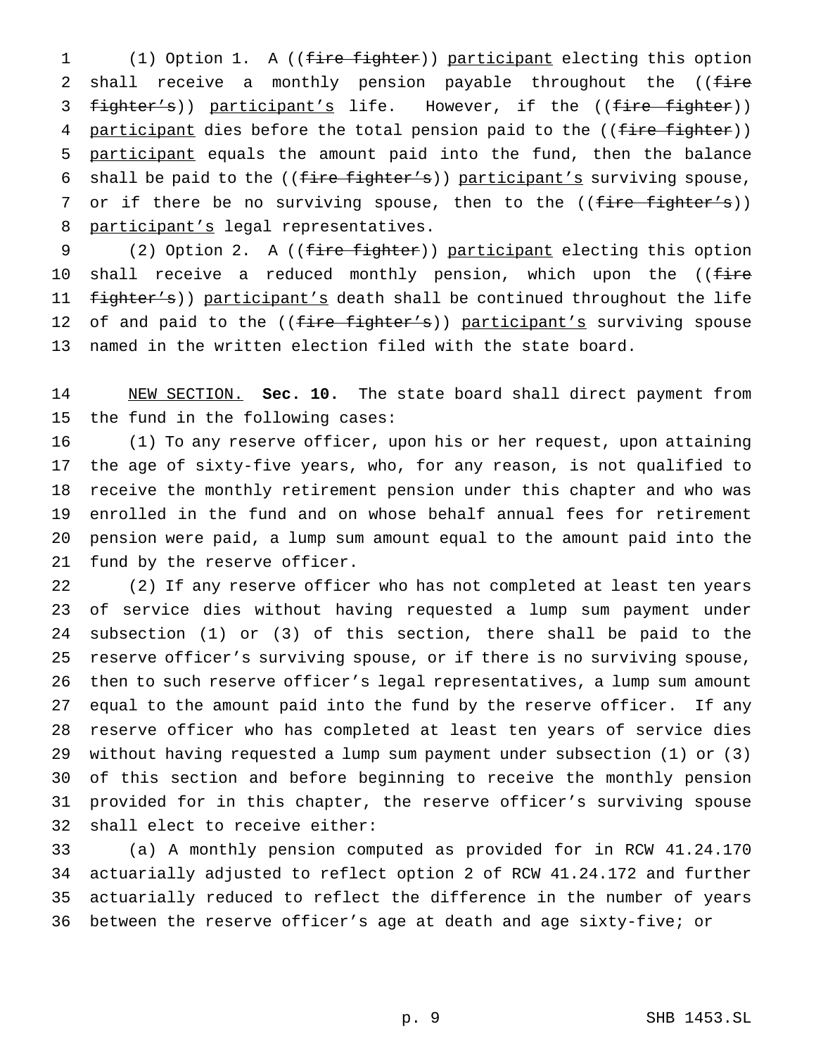(1) Option 1. A ((~~fire fighter~~)) <u>participant</u> electing this option shall receive a monthly pension payable throughout the ((~~fire fighter's~~)) <u>participant's</u> life. However, if the ((~~fire fighter~~)) <u>participant</u> dies before the total pension paid to the ((~~fire fighter~~)) <u>participant</u> equals the amount paid into the fund, then the balance shall be paid to the ((~~fire fighter's~~)) <u>participant's</u> surviving spouse, or if there be no surviving spouse, then to the ((~~fire fighter's~~)) <u>participant's</u> legal representatives.

(2) Option 2. A ((~~fire fighter~~)) <u>participant</u> electing this option shall receive a reduced monthly pension, which upon the ((~~fire fighter's~~)) <u>participant's</u> death shall be continued throughout the life of and paid to the ((~~fire fighter's~~)) <u>participant's</u> surviving spouse named in the written election filed with the state board.

<u>NEW SECTION.</u> **Sec. 10.** The state board shall direct payment from the fund in the following cases:

(1) To any reserve officer, upon his or her request, upon attaining the age of sixty-five years, who, for any reason, is not qualified to receive the monthly retirement pension under this chapter and who was enrolled in the fund and on whose behalf annual fees for retirement pension were paid, a lump sum amount equal to the amount paid into the fund by the reserve officer.

(2) If any reserve officer who has not completed at least ten years of service dies without having requested a lump sum payment under subsection (1) or (3) of this section, there shall be paid to the reserve officer's surviving spouse, or if there is no surviving spouse, then to such reserve officer's legal representatives, a lump sum amount equal to the amount paid into the fund by the reserve officer. If any reserve officer who has completed at least ten years of service dies without having requested a lump sum payment under subsection (1) or (3) of this section and before beginning to receive the monthly pension provided for in this chapter, the reserve officer's surviving spouse shall elect to receive either:

(a) A monthly pension computed as provided for in RCW 41.24.170 actuarially adjusted to reflect option 2 of RCW 41.24.172 and further actuarially reduced to reflect the difference in the number of years between the reserve officer's age at death and age sixty-five; or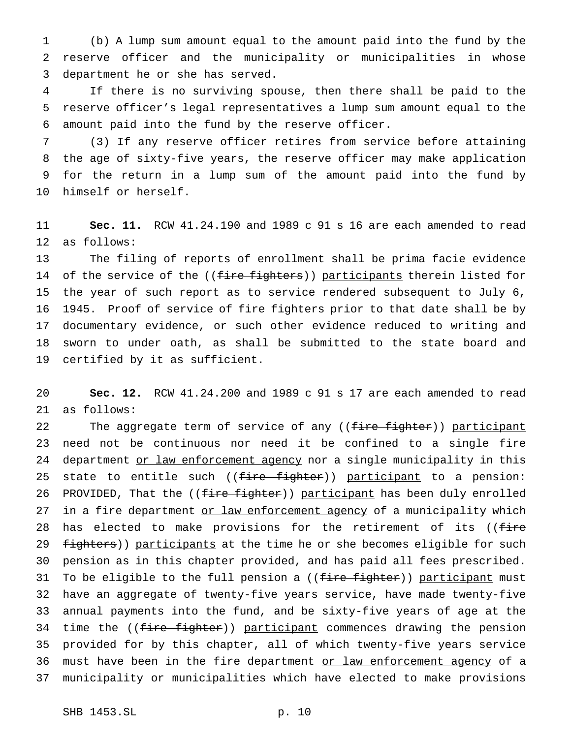(b) A lump sum amount equal to the amount paid into the fund by the reserve officer and the municipality or municipalities in whose department he or she has served.

If there is no surviving spouse, then there shall be paid to the reserve officer's legal representatives a lump sum amount equal to the amount paid into the fund by the reserve officer.

(3) If any reserve officer retires from service before attaining the age of sixty-five years, the reserve officer may make application for the return in a lump sum of the amount paid into the fund by himself or herself.

**Sec. 11.** RCW 41.24.190 and 1989 c 91 s 16 are each amended to read as follows:

The filing of reports of enrollment shall be prima facie evidence of the service of the ((~~fire fighters~~)) participants therein listed for the year of such report as to service rendered subsequent to July 6, 1945. Proof of service of fire fighters prior to that date shall be by documentary evidence, or such other evidence reduced to writing and sworn to under oath, as shall be submitted to the state board and certified by it as sufficient.

**Sec. 12.** RCW 41.24.200 and 1989 c 91 s 17 are each amended to read as follows:

The aggregate term of service of any ((~~fire fighter~~)) participant need not be continuous nor need it be confined to a single fire department or law enforcement agency nor a single municipality in this state to entitle such ((~~fire fighter~~)) participant to a pension: PROVIDED, That the ((~~fire fighter~~)) participant has been duly enrolled in a fire department or law enforcement agency of a municipality which has elected to make provisions for the retirement of its ((~~fire fighters~~)) participants at the time he or she becomes eligible for such pension as in this chapter provided, and has paid all fees prescribed. To be eligible to the full pension a ((~~fire fighter~~)) participant must have an aggregate of twenty-five years service, have made twenty-five annual payments into the fund, and be sixty-five years of age at the time the ((~~fire fighter~~)) participant commences drawing the pension provided for by this chapter, all of which twenty-five years service must have been in the fire department or law enforcement agency of a municipality or municipalities which have elected to make provisions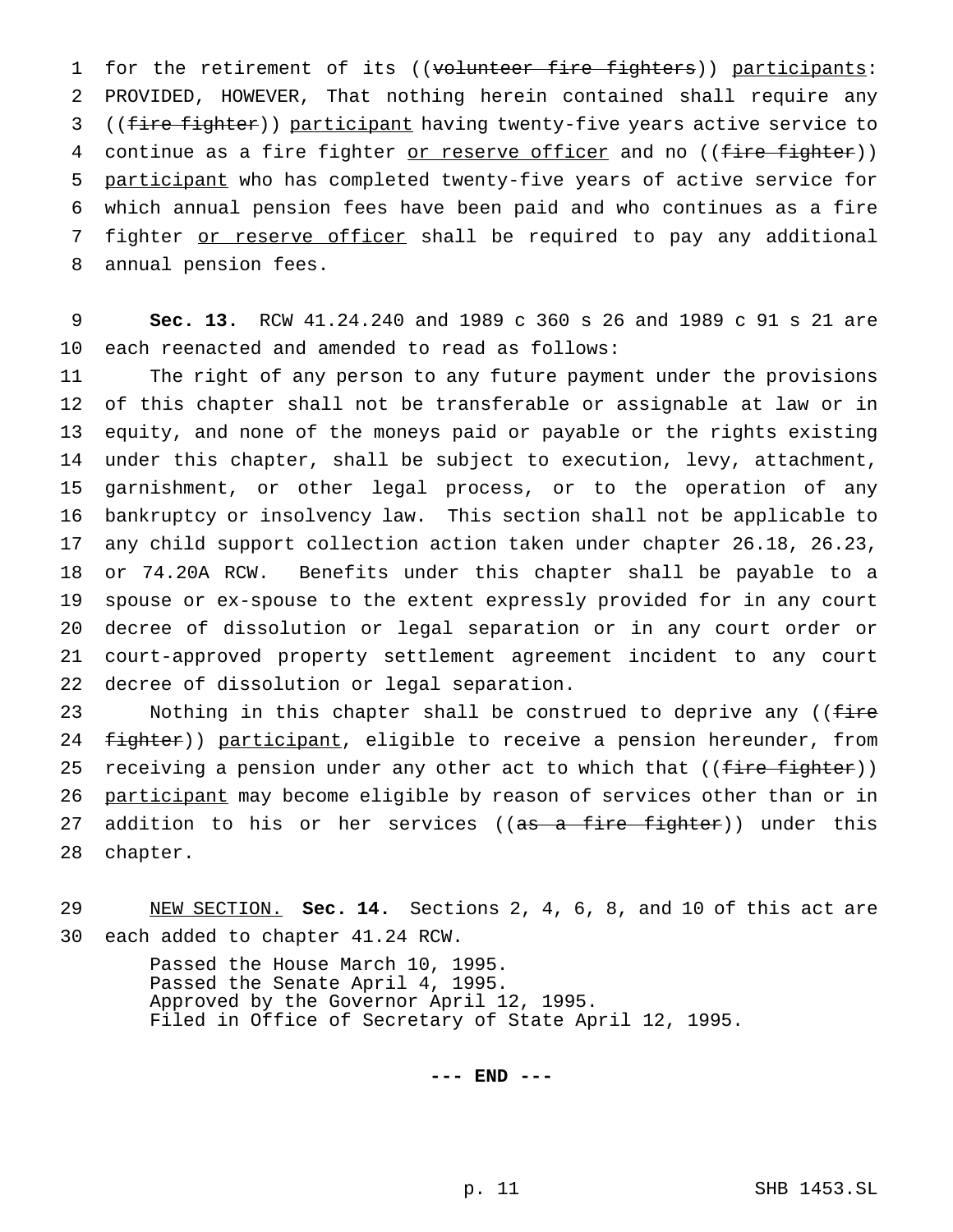for the retirement of its ((~~volunteer fire fighters~~)) participants: PROVIDED, HOWEVER, That nothing herein contained shall require any ((~~fire fighter~~)) participant having twenty-five years active service to continue as a fire fighter or reserve officer and no ((~~fire fighter~~)) participant who has completed twenty-five years of active service for which annual pension fees have been paid and who continues as a fire fighter or reserve officer shall be required to pay any additional annual pension fees.

**Sec. 13.** RCW 41.24.240 and 1989 c 360 s 26 and 1989 c 91 s 21 are each reenacted and amended to read as follows:

The right of any person to any future payment under the provisions of this chapter shall not be transferable or assignable at law or in equity, and none of the moneys paid or payable or the rights existing under this chapter, shall be subject to execution, levy, attachment, garnishment, or other legal process, or to the operation of any bankruptcy or insolvency law. This section shall not be applicable to any child support collection action taken under chapter 26.18, 26.23, or 74.20A RCW. Benefits under this chapter shall be payable to a spouse or ex-spouse to the extent expressly provided for in any court decree of dissolution or legal separation or in any court order or court-approved property settlement agreement incident to any court decree of dissolution or legal separation.

Nothing in this chapter shall be construed to deprive any ((~~fire fighter~~)) participant, eligible to receive a pension hereunder, from receiving a pension under any other act to which that ((~~fire fighter~~)) participant may become eligible by reason of services other than or in addition to his or her services ((~~as a fire fighter~~)) under this chapter.

NEW SECTION. **Sec. 14.** Sections 2, 4, 6, 8, and 10 of this act are each added to chapter 41.24 RCW.

Passed the House March 10, 1995.
Passed the Senate April 4, 1995.
Approved by the Governor April 12, 1995.
Filed in Office of Secretary of State April 12, 1995.

**--- END ---**